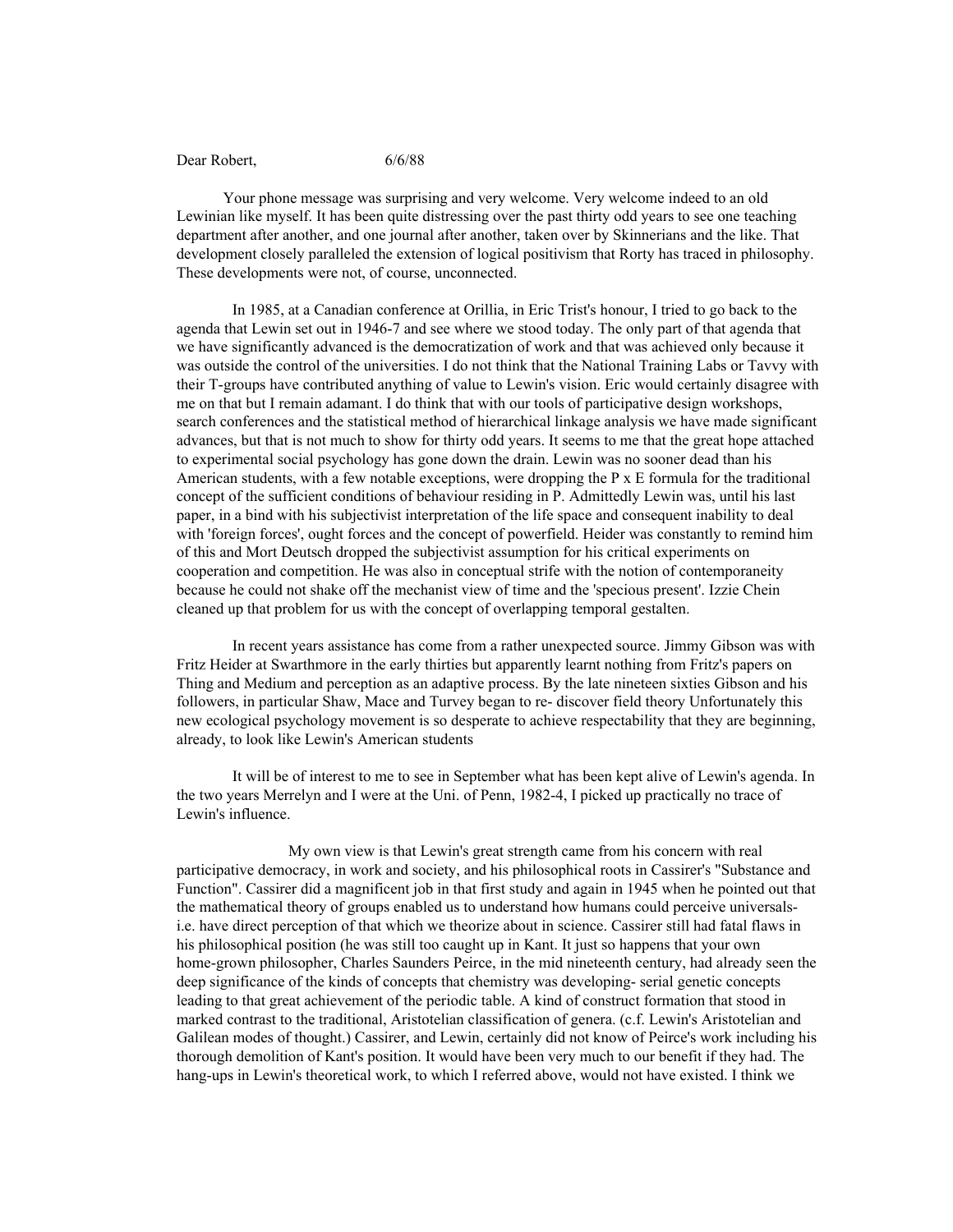Dear Robert, 6/6/88

Your phone message was surprising and very welcome. Very welcome indeed to an old Lewinian like myself. It has been quite distressing over the past thirty odd years to see one teaching department after another, and one journal after another, taken over by Skinnerians and the like. That development closely paralleled the extension of logical positivism that Rorty has traced in philosophy. These developments were not, of course, unconnected.

In 1985, at a Canadian conference at Orillia, in Eric Trist's honour, I tried to go back to the agenda that Lewin set out in 1946-7 and see where we stood today. The only part of that agenda that we have significantly advanced is the democratization of work and that was achieved only because it was outside the control of the universities. I do not think that the National Training Labs or Tavvy with their T-groups have contributed anything of value to Lewin's vision. Eric would certainly disagree with me on that but I remain adamant. I do think that with our tools of participative design workshops, search conferences and the statistical method of hierarchical linkage analysis we have made significant advances, but that is not much to show for thirty odd years. It seems to me that the great hope attached to experimental social psychology has gone down the drain. Lewin was no sooner dead than his American students, with a few notable exceptions, were dropping the P x E formula for the traditional concept of the sufficient conditions of behaviour residing in P. Admittedly Lewin was, until his last paper, in a bind with his subjectivist interpretation of the life space and consequent inability to deal with 'foreign forces', ought forces and the concept of powerfield. Heider was constantly to remind him of this and Mort Deutsch dropped the subjectivist assumption for his critical experiments on cooperation and competition. He was also in conceptual strife with the notion of contemporaneity because he could not shake off the mechanist view of time and the 'specious present'. Izzie Chein cleaned up that problem for us with the concept of overlapping temporal gestalten.

In recent years assistance has come from a rather unexpected source. Jimmy Gibson was with Fritz Heider at Swarthmore in the early thirties but apparently learnt nothing from Fritz's papers on Thing and Medium and perception as an adaptive process. By the late nineteen sixties Gibson and his followers, in particular Shaw, Mace and Turvey began to re- discover field theory Unfortunately this new ecological psychology movement is so desperate to achieve respectability that they are beginning, already, to look like Lewin's American students

It will be of interest to me to see in September what has been kept alive of Lewin's agenda. In the two years Merrelyn and I were at the Uni. of Penn, 1982-4, I picked up practically no trace of Lewin's influence.

My own view is that Lewin's great strength came from his concern with real participative democracy, in work and society, and his philosophical roots in Cassirer's "Substance and Function". Cassirer did a magnificent job in that first study and again in 1945 when he pointed out that the mathematical theory of groups enabled us to understand how humans could perceive universals- i.e. have direct perception of that which we theorize about in science. Cassirer still had fatal flaws in his philosophical position (he was still too caught up in Kant. It just so happens that your own home-grown philosopher, Charles Saunders Peirce, in the mid nineteenth century, had already seen the deep significance of the kinds of concepts that chemistry was developing- serial genetic concepts leading to that great achievement of the periodic table. A kind of construct formation that stood in marked contrast to the traditional, Aristotelian classification of genera. (c.f. Lewin's Aristotelian and Galilean modes of thought.) Cassirer, and Lewin, certainly did not know of Peirce's work including his thorough demolition of Kant's position. It would have been very much to our benefit if they had. The hang-ups in Lewin's theoretical work, to which I referred above, would not have existed. I think we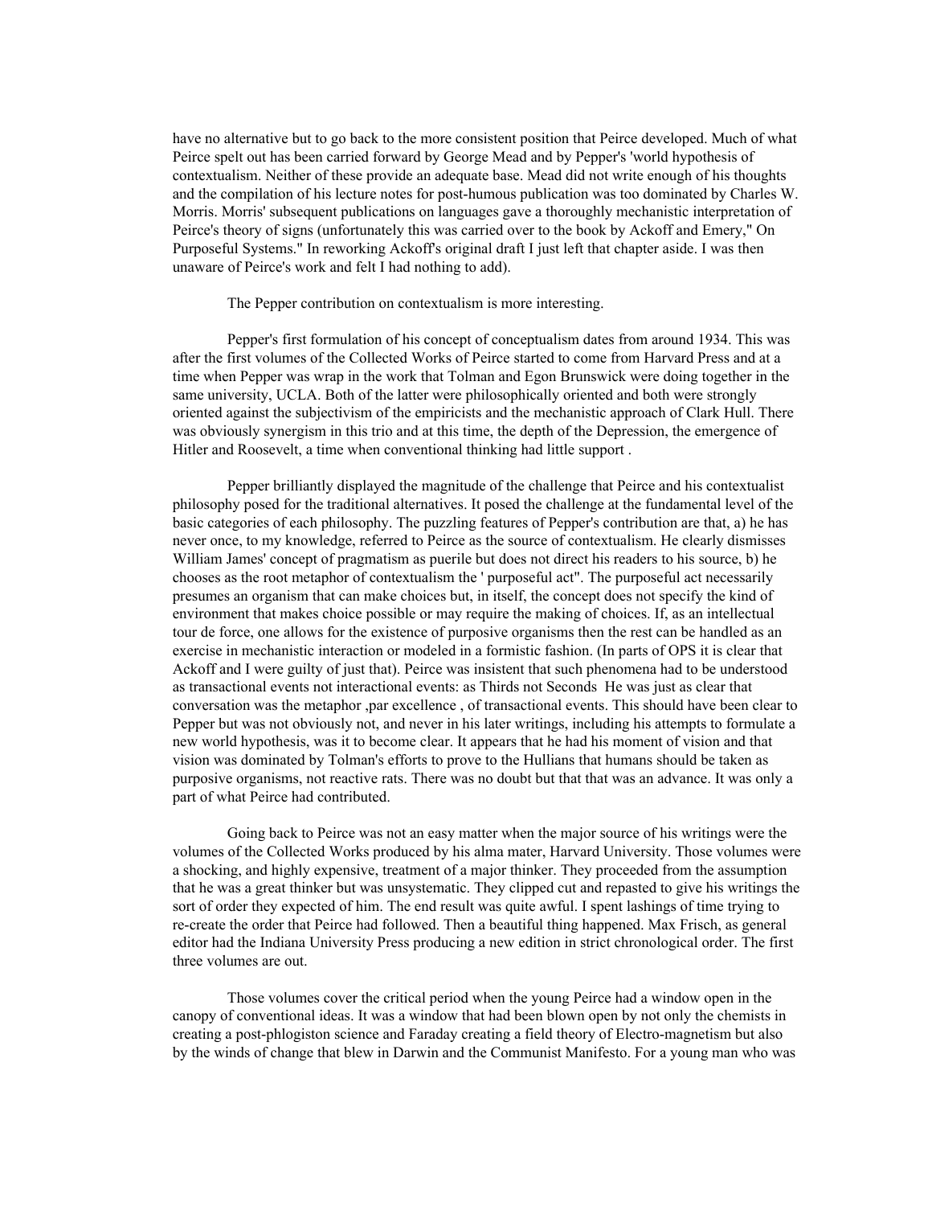have no alternative but to go back to the more consistent position that Peirce developed. Much of what Peirce spelt out has been carried forward by George Mead and by Pepper's 'world hypothesis of contextualism. Neither of these provide an adequate base. Mead did not write enough of his thoughts and the compilation of his lecture notes for post-humous publication was too dominated by Charles W. Morris. Morris' subsequent publications on languages gave a thoroughly mechanistic interpretation of Peirce's theory of signs (unfortunately this was carried over to the book by Ackoff and Emery," On Purposeful Systems." In reworking Ackoff's original draft I just left that chapter aside. I was then unaware of Peirce's work and felt I had nothing to add).

The Pepper contribution on contextualism is more interesting.

Pepper's first formulation of his concept of conceptualism dates from around 1934. This was after the first volumes of the Collected Works of Peirce started to come from Harvard Press and at a time when Pepper was wrap in the work that Tolman and Egon Brunswick were doing together in the same university, UCLA. Both of the latter were philosophically oriented and both were strongly oriented against the subjectivism of the empiricists and the mechanistic approach of Clark Hull. There was obviously synergism in this trio and at this time, the depth of the Depression, the emergence of Hitler and Roosevelt, a time when conventional thinking had little support .

Pepper brilliantly displayed the magnitude of the challenge that Peirce and his contextualist philosophy posed for the traditional alternatives. It posed the challenge at the fundamental level of the basic categories of each philosophy. The puzzling features of Pepper's contribution are that, a) he has never once, to my knowledge, referred to Peirce as the source of contextualism. He clearly dismisses William James' concept of pragmatism as puerile but does not direct his readers to his source, b) he chooses as the root metaphor of contextualism the ' purposeful act". The purposeful act necessarily presumes an organism that can make choices but, in itself, the concept does not specify the kind of environment that makes choice possible or may require the making of choices. If, as an intellectual tour de force, one allows for the existence of purposive organisms then the rest can be handled as an exercise in mechanistic interaction or modeled in a formistic fashion. (In parts of OPS it is clear that Ackoff and I were guilty of just that). Peirce was insistent that such phenomena had to be understood as transactional events not interactional events: as Thirds not Seconds He was just as clear that conversation was the metaphor ,par excellence , of transactional events. This should have been clear to Pepper but was not obviously not, and never in his later writings, including his attempts to formulate a new world hypothesis, was it to become clear. It appears that he had his moment of vision and that vision was dominated by Tolman's efforts to prove to the Hullians that humans should be taken as purposive organisms, not reactive rats. There was no doubt but that that was an advance. It was only a part of what Peirce had contributed.

Going back to Peirce was not an easy matter when the major source of his writings were the volumes of the Collected Works produced by his alma mater, Harvard University. Those volumes were a shocking, and highly expensive, treatment of a major thinker. They proceeded from the assumption that he was a great thinker but was unsystematic. They clipped cut and repasted to give his writings the sort of order they expected of him. The end result was quite awful. I spent lashings of time trying to re-create the order that Peirce had followed. Then a beautiful thing happened. Max Frisch, as general editor had the Indiana University Press producing a new edition in strict chronological order. The first three volumes are out.

Those volumes cover the critical period when the young Peirce had a window open in the canopy of conventional ideas. It was a window that had been blown open by not only the chemists in creating a post-phlogiston science and Faraday creating a field theory of Electro-magnetism but also by the winds of change that blew in Darwin and the Communist Manifesto. For a young man who was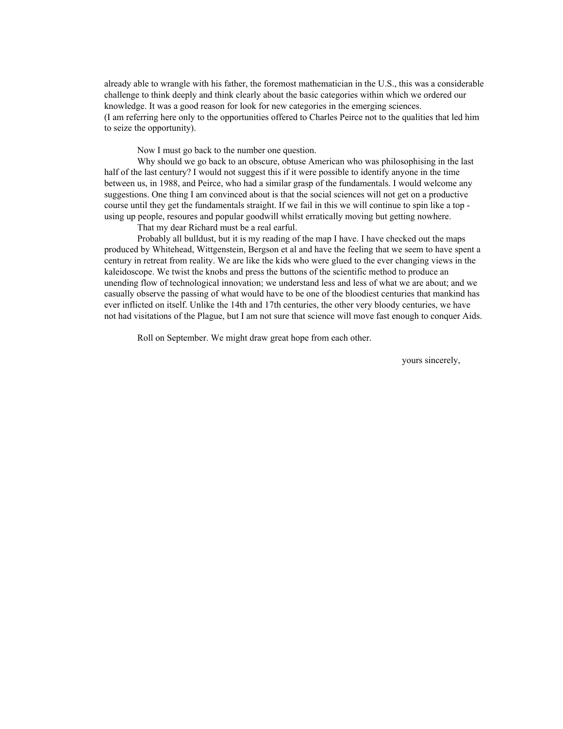already able to wrangle with his father, the foremost mathematician in the U.S., this was a considerable challenge to think deeply and think clearly about the basic categories within which we ordered our knowledge. It was a good reason for look for new categories in the emerging sciences.
(I am referring here only to the opportunities offered to Charles Peirce not to the qualities that led him to seize the opportunity).

Now I must go back to the number one question.

Why should we go back to an obscure, obtuse American who was philosophising in the last half of the last century? I would not suggest this if it were possible to identify anyone in the time between us, in 1988, and Peirce, who had a similar grasp of the fundamentals. I would welcome any suggestions. One thing I am convinced about is that the social sciences will not get on a productive course until they get the fundamentals straight. If we fail in this we will continue to spin like a top - using up people, resoures and popular goodwill whilst erratically moving but getting nowhere.

That my dear Richard must be a real earful.

Probably all bulldust, but it is my reading of the map I have. I have checked out the maps produced by Whitehead, Wittgenstein, Bergson et al and have the feeling that we seem to have spent a century in retreat from reality. We are like the kids who were glued to the ever changing views in the kaleidoscope. We twist the knobs and press the buttons of the scientific method to produce an unending flow of technological innovation; we understand less and less of what we are about; and we casually observe the passing of what would have to be one of the bloodiest centuries that mankind has ever inflicted on itself. Unlike the 14th and 17th centuries, the other very bloody centuries, we have not had visitations of the Plague, but I am not sure that science will move fast enough to conquer Aids.

Roll on September. We might draw great hope from each other.

yours sincerely,